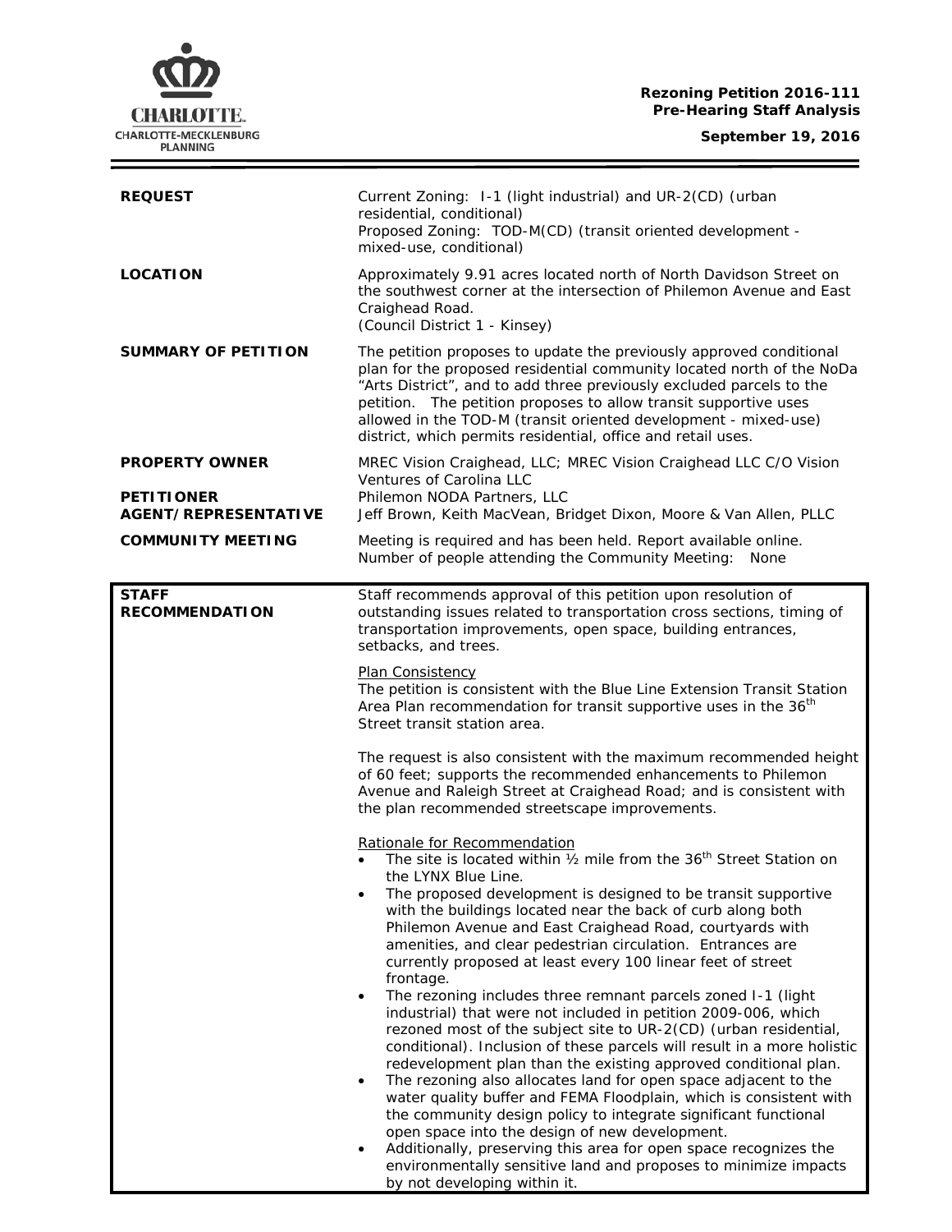**Rezoning Petition 2016-111**
**Pre-Hearing Staff Analysis**

**September 19, 2016**

| | |
|---|---|
| **REQUEST** | Current Zoning: I-1 (light industrial) and UR-2(CD) (urban residential, conditional)<br>Proposed Zoning: TOD-M(CD) (transit oriented development - mixed-use, conditional) |
| **LOCATION** | Approximately 9.91 acres located north of North Davidson Street on the southwest corner at the intersection of Philemon Avenue and East Craighead Road.<br>(Council District 1 - Kinsey) |
| **SUMMARY OF PETITION** | The petition proposes to update the previously approved conditional plan for the proposed residential community located north of the NoDa "Arts District", and to add three previously excluded parcels to the petition. The petition proposes to allow transit supportive uses allowed in the TOD-M (transit oriented development - mixed-use) district, which permits residential, office and retail uses. |
| **PROPERTY OWNER** | MREC Vision Craighead, LLC; MREC Vision Craighead LLC C/O Vision Ventures of Carolina LLC |
| **PETITIONER** | Philemon NODA Partners, LLC |
| **AGENT/REPRESENTATIVE** | Jeff Brown, Keith MacVean, Bridget Dixon, Moore & Van Allen, PLLC |
| **COMMUNITY MEETING** | Meeting is required and has been held. Report available online.<br>Number of people attending the Community Meeting: None |

**STAFF RECOMMENDATION**

Staff recommends approval of this petition upon resolution of outstanding issues related to transportation cross sections, timing of transportation improvements, open space, building entrances, setbacks, and trees.

Plan Consistency

The petition is consistent with the Blue Line Extension Transit Station Area Plan recommendation for transit supportive uses in the 36th Street transit station area.

The request is also consistent with the maximum recommended height of 60 feet; supports the recommended enhancements to Philemon Avenue and Raleigh Street at Craighead Road; and is consistent with the plan recommended streetscape improvements.

Rationale for Recommendation

- The site is located within ½ mile from the 36th Street Station on the LYNX Blue Line.
- The proposed development is designed to be transit supportive with the buildings located near the back of curb along both Philemon Avenue and East Craighead Road, courtyards with amenities, and clear pedestrian circulation. Entrances are currently proposed at least every 100 linear feet of street frontage.
- The rezoning includes three remnant parcels zoned I-1 (light industrial) that were not included in petition 2009-006, which rezoned most of the subject site to UR-2(CD) (urban residential, conditional). Inclusion of these parcels will result in a more holistic redevelopment plan than the existing approved conditional plan.
- The rezoning also allocates land for open space adjacent to the water quality buffer and FEMA Floodplain, which is consistent with the community design policy to integrate significant functional open space into the design of new development.
- Additionally, preserving this area for open space recognizes the environmentally sensitive land and proposes to minimize impacts by not developing within it.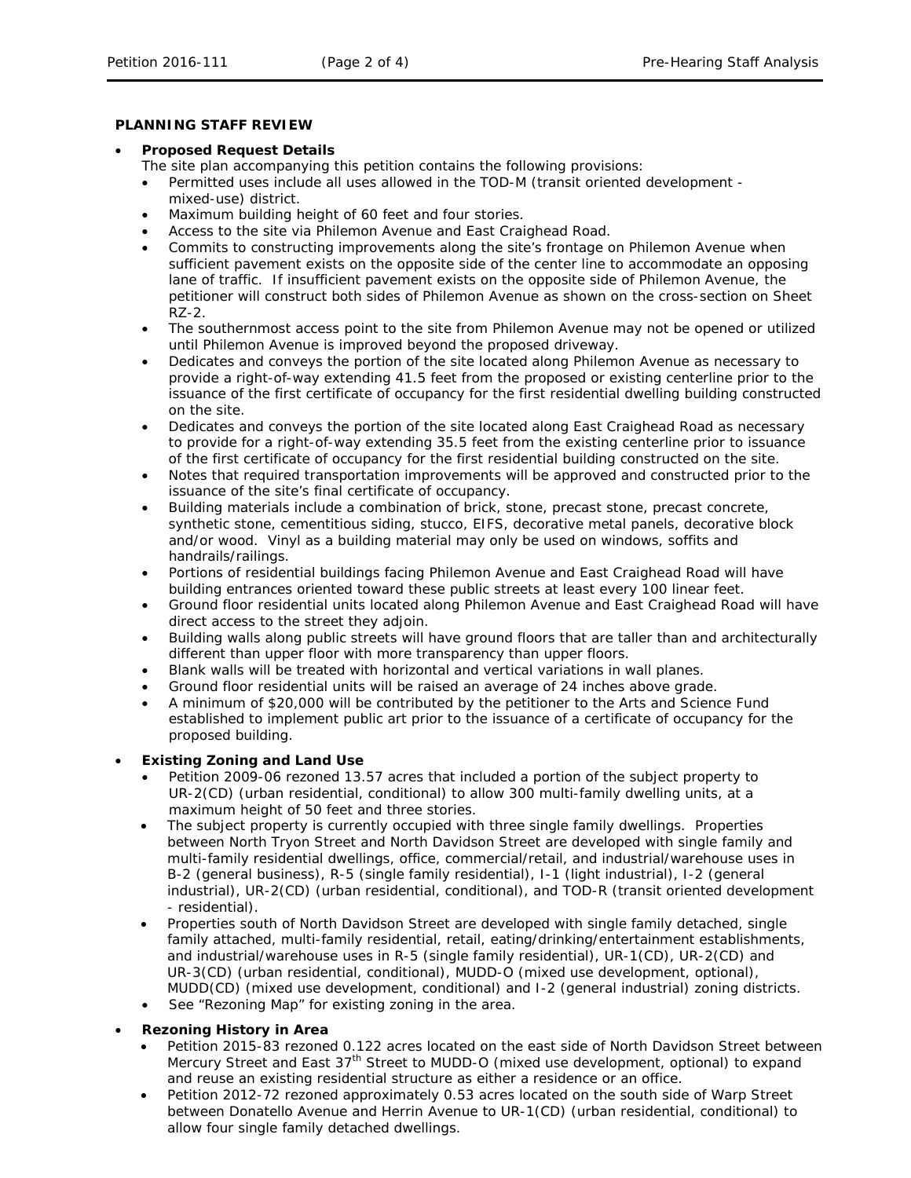**PLANNING STAFF REVIEW**

- **Proposed Request Details**

  The site plan accompanying this petition contains the following provisions:
  - Permitted uses include all uses allowed in the TOD-M (transit oriented development - mixed-use) district.
  - Maximum building height of 60 feet and four stories.
  - Access to the site via Philemon Avenue and East Craighead Road.
  - Commits to constructing improvements along the site's frontage on Philemon Avenue when sufficient pavement exists on the opposite side of the center line to accommodate an opposing lane of traffic. If insufficient pavement exists on the opposite side of Philemon Avenue, the petitioner will construct both sides of Philemon Avenue as shown on the cross-section on Sheet RZ-2.
  - The southernmost access point to the site from Philemon Avenue may not be opened or utilized until Philemon Avenue is improved beyond the proposed driveway.
  - Dedicates and conveys the portion of the site located along Philemon Avenue as necessary to provide a right-of-way extending 41.5 feet from the proposed or existing centerline prior to the issuance of the first certificate of occupancy for the first residential dwelling building constructed on the site.
  - Dedicates and conveys the portion of the site located along East Craighead Road as necessary to provide for a right-of-way extending 35.5 feet from the existing centerline prior to issuance of the first certificate of occupancy for the first residential building constructed on the site.
  - Notes that required transportation improvements will be approved and constructed prior to the issuance of the site's final certificate of occupancy.
  - Building materials include a combination of brick, stone, precast stone, precast concrete, synthetic stone, cementitious siding, stucco, EIFS, decorative metal panels, decorative block and/or wood. Vinyl as a building material may only be used on windows, soffits and handrails/railings.
  - Portions of residential buildings facing Philemon Avenue and East Craighead Road will have building entrances oriented toward these public streets at least every 100 linear feet.
  - Ground floor residential units located along Philemon Avenue and East Craighead Road will have direct access to the street they adjoin.
  - Building walls along public streets will have ground floors that are taller than and architecturally different than upper floor with more transparency than upper floors.
  - Blank walls will be treated with horizontal and vertical variations in wall planes.
  - Ground floor residential units will be raised an average of 24 inches above grade.
  - A minimum of $20,000 will be contributed by the petitioner to the Arts and Science Fund established to implement public art prior to the issuance of a certificate of occupancy for the proposed building.

- **Existing Zoning and Land Use**
  - Petition 2009-06 rezoned 13.57 acres that included a portion of the subject property to UR-2(CD) (urban residential, conditional) to allow 300 multi-family dwelling units, at a maximum height of 50 feet and three stories.
  - The subject property is currently occupied with three single family dwellings. Properties between North Tryon Street and North Davidson Street are developed with single family and multi-family residential dwellings, office, commercial/retail, and industrial/warehouse uses in B-2 (general business), R-5 (single family residential), I-1 (light industrial), I-2 (general industrial), UR-2(CD) (urban residential, conditional), and TOD-R (transit oriented development - residential).
  - Properties south of North Davidson Street are developed with single family detached, single family attached, multi-family residential, retail, eating/drinking/entertainment establishments, and industrial/warehouse uses in R-5 (single family residential), UR-1(CD), UR-2(CD) and UR-3(CD) (urban residential, conditional), MUDD-O (mixed use development, optional), MUDD(CD) (mixed use development, conditional) and I-2 (general industrial) zoning districts.
  - See "Rezoning Map" for existing zoning in the area.

- **Rezoning History in Area**
  - Petition 2015-83 rezoned 0.122 acres located on the east side of North Davidson Street between Mercury Street and East 37th Street to MUDD-O (mixed use development, optional) to expand and reuse an existing residential structure as either a residence or an office.
  - Petition 2012-72 rezoned approximately 0.53 acres located on the south side of Warp Street between Donatello Avenue and Herrin Avenue to UR-1(CD) (urban residential, conditional) to allow four single family detached dwellings.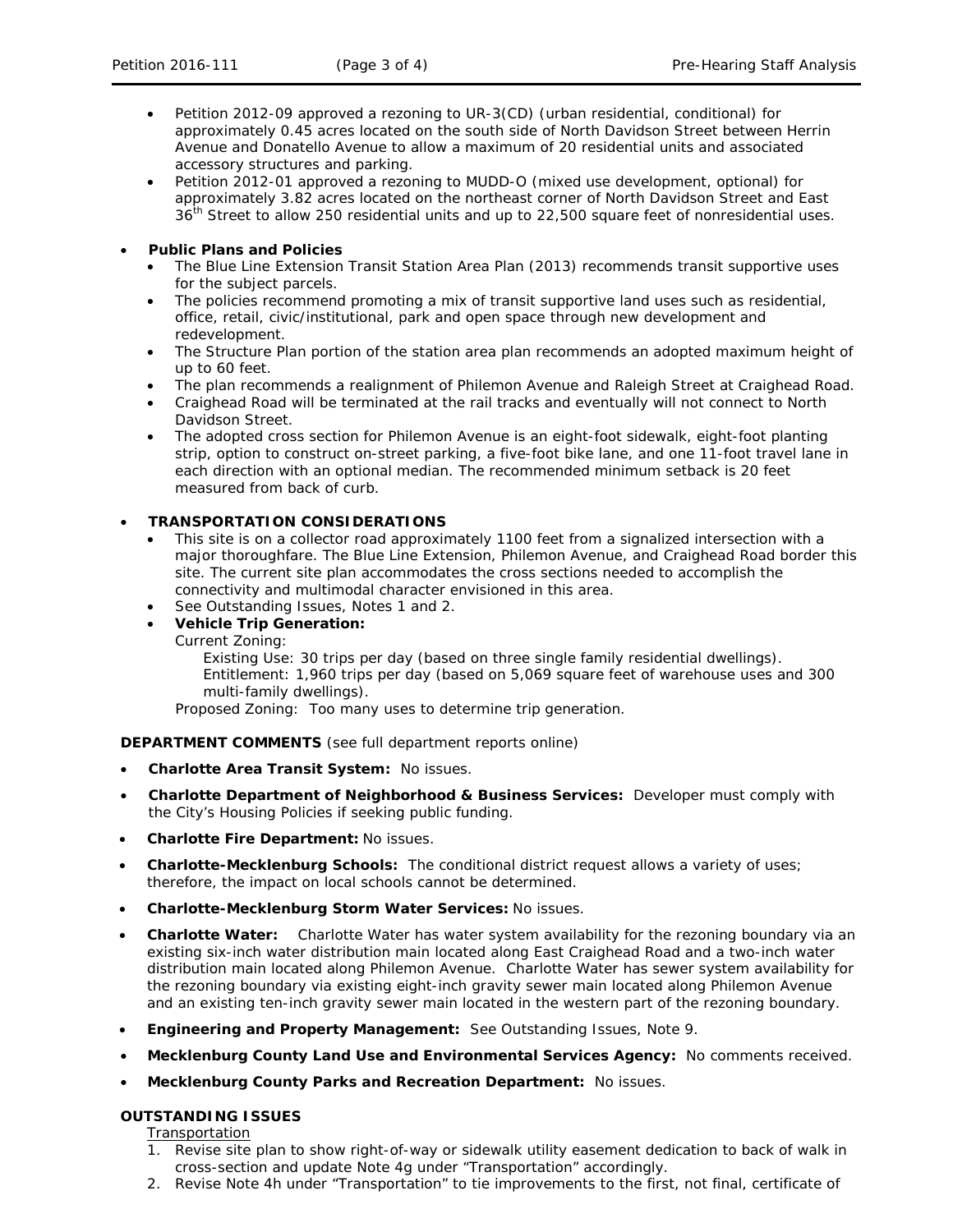- Petition 2012-09 approved a rezoning to UR-3(CD) (urban residential, conditional) for approximately 0.45 acres located on the south side of North Davidson Street between Herrin Avenue and Donatello Avenue to allow a maximum of 20 residential units and associated accessory structures and parking.
- Petition 2012-01 approved a rezoning to MUDD-O (mixed use development, optional) for approximately 3.82 acres located on the northeast corner of North Davidson Street and East 36th Street to allow 250 residential units and up to 22,500 square feet of nonresidential uses.

- **Public Plans and Policies**
  - The Blue Line Extension Transit Station Area Plan (2013) recommends transit supportive uses for the subject parcels.
  - The policies recommend promoting a mix of transit supportive land uses such as residential, office, retail, civic/institutional, park and open space through new development and redevelopment.
  - The Structure Plan portion of the station area plan recommends an adopted maximum height of up to 60 feet.
  - The plan recommends a realignment of Philemon Avenue and Raleigh Street at Craighead Road.
  - Craighead Road will be terminated at the rail tracks and eventually will not connect to North Davidson Street.
  - The adopted cross section for Philemon Avenue is an eight-foot sidewalk, eight-foot planting strip, option to construct on-street parking, a five-foot bike lane, and one 11-foot travel lane in each direction with an optional median. The recommended minimum setback is 20 feet measured from back of curb.

- **TRANSPORTATION CONSIDERATIONS**
  - This site is on a collector road approximately 1100 feet from a signalized intersection with a major thoroughfare. The Blue Line Extension, Philemon Avenue, and Craighead Road border this site. The current site plan accommodates the cross sections needed to accomplish the connectivity and multimodal character envisioned in this area.
  - See Outstanding Issues, Notes 1 and 2.
  - **Vehicle Trip Generation:**
    
    Current Zoning:
    
    Existing Use: 30 trips per day (based on three single family residential dwellings).
    
    Entitlement: 1,960 trips per day (based on 5,069 square feet of warehouse uses and 300 multi-family dwellings).
    
    Proposed Zoning: Too many uses to determine trip generation.

**DEPARTMENT COMMENTS** (see full department reports online)

- **Charlotte Area Transit System:** No issues.
- **Charlotte Department of Neighborhood & Business Services:** Developer must comply with the City's Housing Policies if seeking public funding.
- **Charlotte Fire Department:** No issues.
- **Charlotte-Mecklenburg Schools:** The conditional district request allows a variety of uses; therefore, the impact on local schools cannot be determined.
- **Charlotte-Mecklenburg Storm Water Services:** No issues.
- **Charlotte Water:** Charlotte Water has water system availability for the rezoning boundary via an existing six-inch water distribution main located along East Craighead Road and a two-inch water distribution main located along Philemon Avenue. Charlotte Water has sewer system availability for the rezoning boundary via existing eight-inch gravity sewer main located along Philemon Avenue and an existing ten-inch gravity sewer main located in the western part of the rezoning boundary.
- **Engineering and Property Management:** See Outstanding Issues, Note 9.
- **Mecklenburg County Land Use and Environmental Services Agency:** No comments received.
- **Mecklenburg County Parks and Recreation Department:** No issues.

**OUTSTANDING ISSUES**

Transportation

1. Revise site plan to show right-of-way or sidewalk utility easement dedication to back of walk in cross-section and update Note 4g under "Transportation" accordingly.
2. Revise Note 4h under "Transportation" to tie improvements to the first, not final, certificate of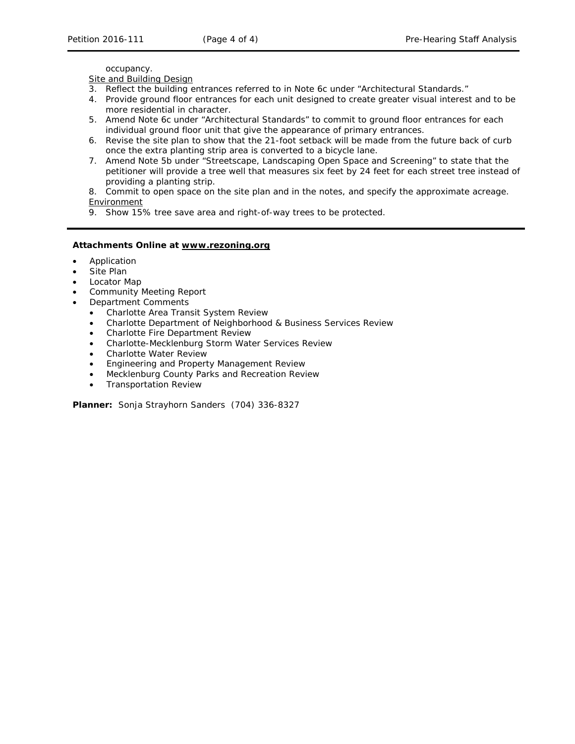occupancy.

Site and Building Design

3. Reflect the building entrances referred to in Note 6c under "Architectural Standards."
4. Provide ground floor entrances for each unit designed to create greater visual interest and to be more residential in character.
5. Amend Note 6c under "Architectural Standards" to commit to ground floor entrances for each individual ground floor unit that give the appearance of primary entrances.
6. Revise the site plan to show that the 21-foot setback will be made from the future back of curb once the extra planting strip area is converted to a bicycle lane.
7. Amend Note 5b under "Streetscape, Landscaping Open Space and Screening" to state that the petitioner will provide a tree well that measures six feet by 24 feet for each street tree instead of providing a planting strip.
8. Commit to open space on the site plan and in the notes, and specify the approximate acreage.

Environment

9. Show 15% tree save area and right-of-way trees to be protected.

---

**Attachments Online at www.rezoning.org**

- Application
- Site Plan
- Locator Map
- Community Meeting Report
- Department Comments
  - Charlotte Area Transit System Review
  - Charlotte Department of Neighborhood & Business Services Review
  - Charlotte Fire Department Review
  - Charlotte-Mecklenburg Storm Water Services Review
  - Charlotte Water Review
  - Engineering and Property Management Review
  - Mecklenburg County Parks and Recreation Review
  - Transportation Review

**Planner:** Sonja Strayhorn Sanders (704) 336-8327